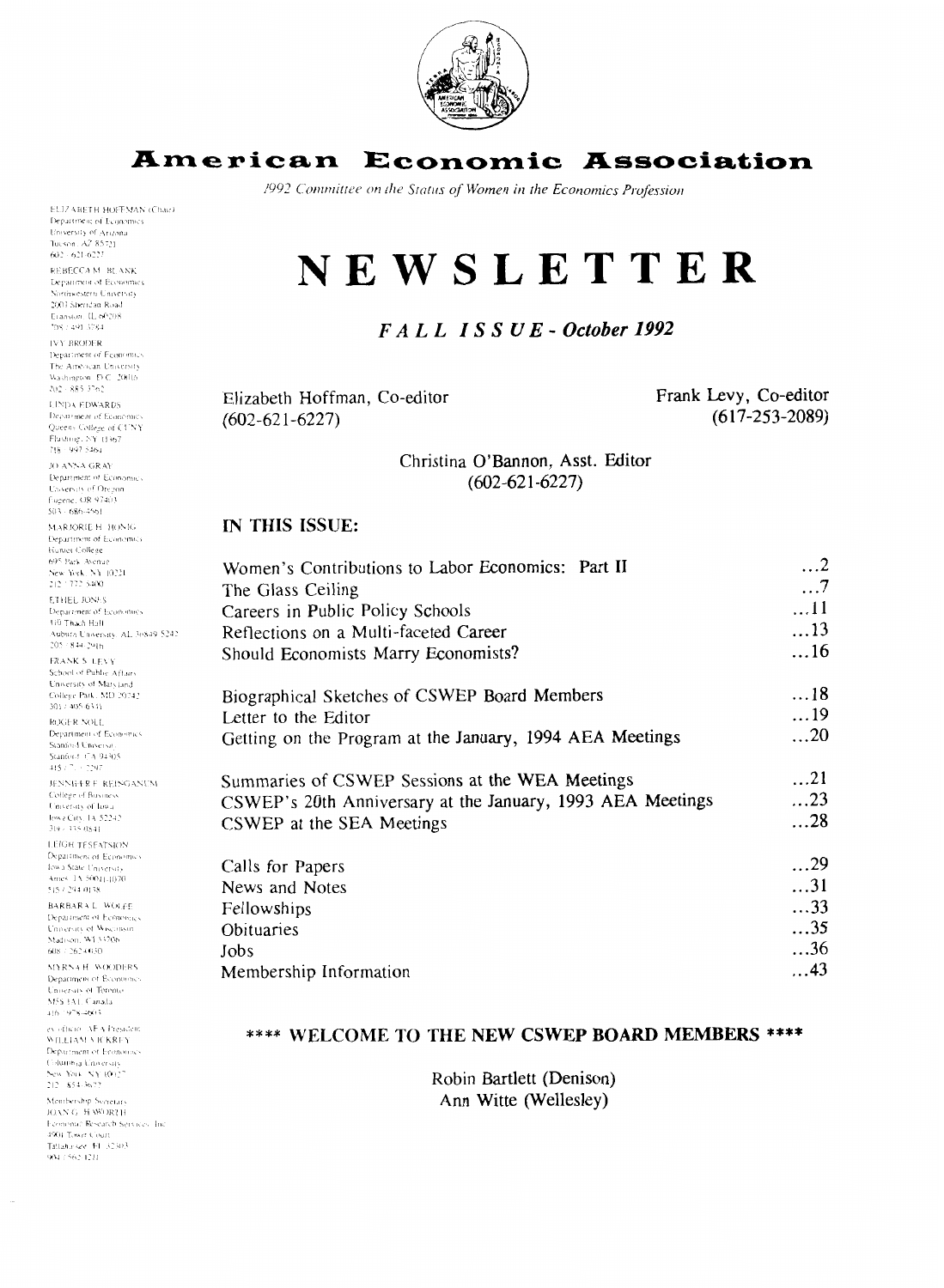# American Economic Association

*1992 Committee on the Status of Women in the Economics Profession*

ELIZABETH HOFFMAN (Chair)
Department of Economics
University of Arizona
Tucson, AZ 85721
602 / 621-6227

REBECCA M. BLANK
Department of Economics
Northwestern University
2003 Sheridan Road
Evanston, IL 60208
708 / 491-3784

IVY BRODER
Department of Economics
The American University
Washington, D.C. 20016
202 / 885-3762

LINDA EDWARDS
Department of Economics
Queens College of CUNY
Flushing, NY 11367
718 / 997-5464

JO ANNA GRAY
Department of Economics
University of Oregon
Eugene, OR 97403
503 / 686-4661

MARJORIE H. HONIG
Department of Economics
Hunter College
695 Park Avenue
New York, NY 10021
212 / 772-5400

ETHEL JONES
Department of Economics
110 Thach Hall
Auburn University, AL 36849-5242
205 / 844-2910

FRANK S. LEVY
School of Public Affairs
University of Maryland
College Park, MD 20742
301 / 405-6341

ROGER NOLL
Department of Economics
Stanford University
Stanford, CA 94305
415 / 723-2297

JENNIFER F. REINGANUM
College of Business
University of Iowa
Iowa City, IA 52242
319 / 335-0841

LEIGH TESFATSION
Department of Economics
Iowa State University
Ames, IA 50011-1070
515 / 294-0138

BARBARA L. WOLFE
Department of Economics
University of Wisconsin
Madison, WI 53706
608 / 262-0030

MYRNA H. WOODERS
Department of Economics
University of Toronto
M5S 1A1 Canada
416 / 978-4603

ex officio: AEA President
WILLIAM VICKREY
Department of Economics
Columbia University
New York, NY 10027
212 / 854-3677

Membership Secretary
JOAN G. HAWORTH
Economic Research Services, Inc.
4901 Tower Court
Tallahassee, FL 32303
904 / 562-1211

# NEWSLETTER

## *FALL ISSUE - October 1992*

Elizabeth Hoffman, Co-editor
(602-621-6227)

Frank Levy, Co-editor
(617-253-2089)

Christina O'Bannon, Asst. Editor
(602-621-6227)

## IN THIS ISSUE:

| | |
|---|---|
| Women's Contributions to Labor Economics: Part II | ...2 |
| The Glass Ceiling | ...7 |
| Careers in Public Policy Schools | ...11 |
| Reflections on a Multi-faceted Career | ...13 |
| Should Economists Marry Economists? | ...16 |
| Biographical Sketches of CSWEP Board Members | ...18 |
| Letter to the Editor | ...19 |
| Getting on the Program at the January, 1994 AEA Meetings | ...20 |
| Summaries of CSWEP Sessions at the WEA Meetings | ...21 |
| CSWEP's 20th Anniversary at the January, 1993 AEA Meetings | ...23 |
| CSWEP at the SEA Meetings | ...28 |
| Calls for Papers | ...29 |
| News and Notes | ...31 |
| Fellowships | ...33 |
| Obituaries | ...35 |
| Jobs | ...36 |
| Membership Information | ...43 |

## **** WELCOME TO THE NEW CSWEP BOARD MEMBERS ****

Robin Bartlett (Denison)
Ann Witte (Wellesley)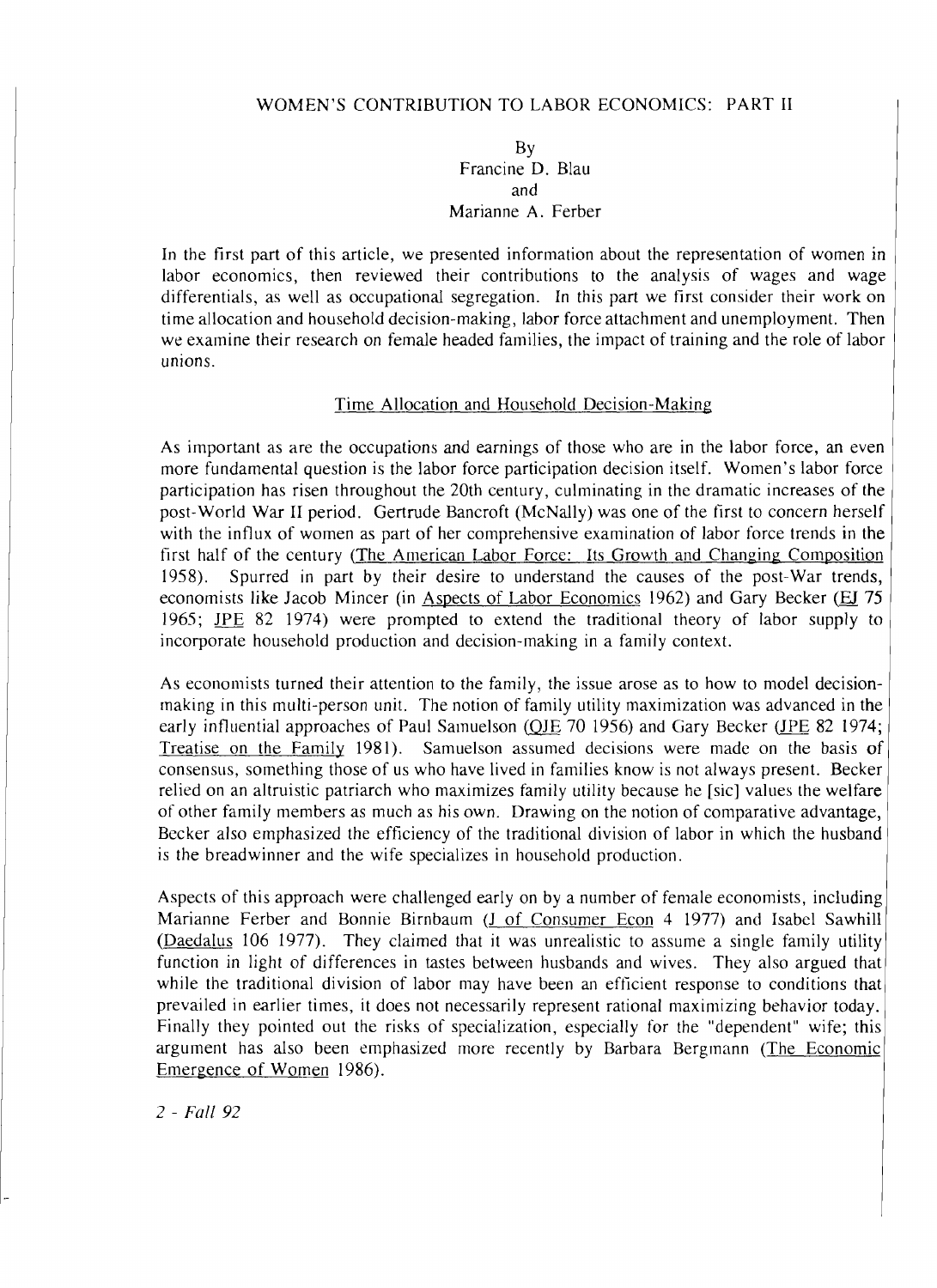# WOMEN'S CONTRIBUTION TO LABOR ECONOMICS: PART II

By
Francine D. Blau
and
Marianne A. Ferber

In the first part of this article, we presented information about the representation of women in labor economics, then reviewed their contributions to the analysis of wages and wage differentials, as well as occupational segregation. In this part we first consider their work on time allocation and household decision-making, labor force attachment and unemployment. Then we examine their research on female headed families, the impact of training and the role of labor unions.

## Time Allocation and Household Decision-Making

As important as are the occupations and earnings of those who are in the labor force, an even more fundamental question is the labor force participation decision itself. Women's labor force participation has risen throughout the 20th century, culminating in the dramatic increases of the post-World War II period. Gertrude Bancroft (McNally) was one of the first to concern herself with the influx of women as part of her comprehensive examination of labor force trends in the first half of the century (The American Labor Force: Its Growth and Changing Composition 1958). Spurred in part by their desire to understand the causes of the post-War trends, economists like Jacob Mincer (in Aspects of Labor Economics 1962) and Gary Becker (EJ 75 1965; JPE 82 1974) were prompted to extend the traditional theory of labor supply to incorporate household production and decision-making in a family context.

As economists turned their attention to the family, the issue arose as to how to model decision-making in this multi-person unit. The notion of family utility maximization was advanced in the early influential approaches of Paul Samuelson (QJE 70 1956) and Gary Becker (JPE 82 1974; Treatise on the Family 1981). Samuelson assumed decisions were made on the basis of consensus, something those of us who have lived in families know is not always present. Becker relied on an altruistic patriarch who maximizes family utility because he [sic] values the welfare of other family members as much as his own. Drawing on the notion of comparative advantage, Becker also emphasized the efficiency of the traditional division of labor in which the husband is the breadwinner and the wife specializes in household production.

Aspects of this approach were challenged early on by a number of female economists, including Marianne Ferber and Bonnie Birnbaum (J of Consumer Econ 4 1977) and Isabel Sawhill (Daedalus 106 1977). They claimed that it was unrealistic to assume a single family utility function in light of differences in tastes between husbands and wives. They also argued that while the traditional division of labor may have been an efficient response to conditions that prevailed in earlier times, it does not necessarily represent rational maximizing behavior today. Finally they pointed out the risks of specialization, especially for the "dependent" wife; this argument has also been emphasized more recently by Barbara Bergmann (The Economic Emergence of Women 1986).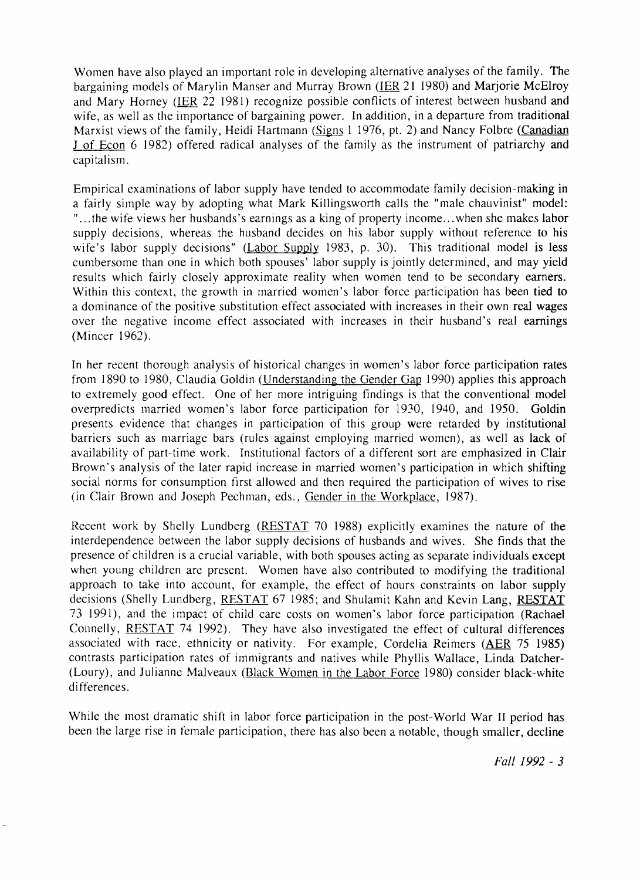Women have also played an important role in developing alternative analyses of the family. The bargaining models of Marylin Manser and Murray Brown (IER 21 1980) and Marjorie McElroy and Mary Horney (IER 22 1981) recognize possible conflicts of interest between husband and wife, as well as the importance of bargaining power. In addition, in a departure from traditional Marxist views of the family, Heidi Hartmann (Signs 1 1976, pt. 2) and Nancy Folbre (Canadian J of Econ 6 1982) offered radical analyses of the family as the instrument of patriarchy and capitalism.

Empirical examinations of labor supply have tended to accommodate family decision-making in a fairly simple way by adopting what Mark Killingsworth calls the "male chauvinist" model: "...the wife views her husbands's earnings as a king of property income...when she makes labor supply decisions, whereas the husband decides on his labor supply without reference to his wife's labor supply decisions" (Labor Supply 1983, p. 30). This traditional model is less cumbersome than one in which both spouses' labor supply is jointly determined, and may yield results which fairly closely approximate reality when women tend to be secondary earners. Within this context, the growth in married women's labor force participation has been tied to a dominance of the positive substitution effect associated with increases in their own real wages over the negative income effect associated with increases in their husband's real earnings (Mincer 1962).

In her recent thorough analysis of historical changes in women's labor force participation rates from 1890 to 1980, Claudia Goldin (Understanding the Gender Gap 1990) applies this approach to extremely good effect. One of her more intriguing findings is that the conventional model overpredicts married women's labor force participation for 1930, 1940, and 1950. Goldin presents evidence that changes in participation of this group were retarded by institutional barriers such as marriage bars (rules against employing married women), as well as lack of availability of part-time work. Institutional factors of a different sort are emphasized in Clair Brown's analysis of the later rapid increase in married women's participation in which shifting social norms for consumption first allowed and then required the participation of wives to rise (in Clair Brown and Joseph Pechman, eds., Gender in the Workplace, 1987).

Recent work by Shelly Lundberg (RESTAT 70 1988) explicitly examines the nature of the interdependence between the labor supply decisions of husbands and wives. She finds that the presence of children is a crucial variable, with both spouses acting as separate individuals except when young children are present. Women have also contributed to modifying the traditional approach to take into account, for example, the effect of hours constraints on labor supply decisions (Shelly Lundberg, RESTAT 67 1985; and Shulamit Kahn and Kevin Lang, RESTAT 73 1991), and the impact of child care costs on women's labor force participation (Rachael Connelly, RESTAT 74 1992). They have also investigated the effect of cultural differences associated with race, ethnicity or nativity. For example, Cordelia Reimers (AER 75 1985) contrasts participation rates of immigrants and natives while Phyllis Wallace, Linda Datcher-(Loury), and Julianne Malveaux (Black Women in the Labor Force 1980) consider black-white differences.

While the most dramatic shift in labor force participation in the post-World War II period has been the large rise in female participation, there has also been a notable, though smaller, decline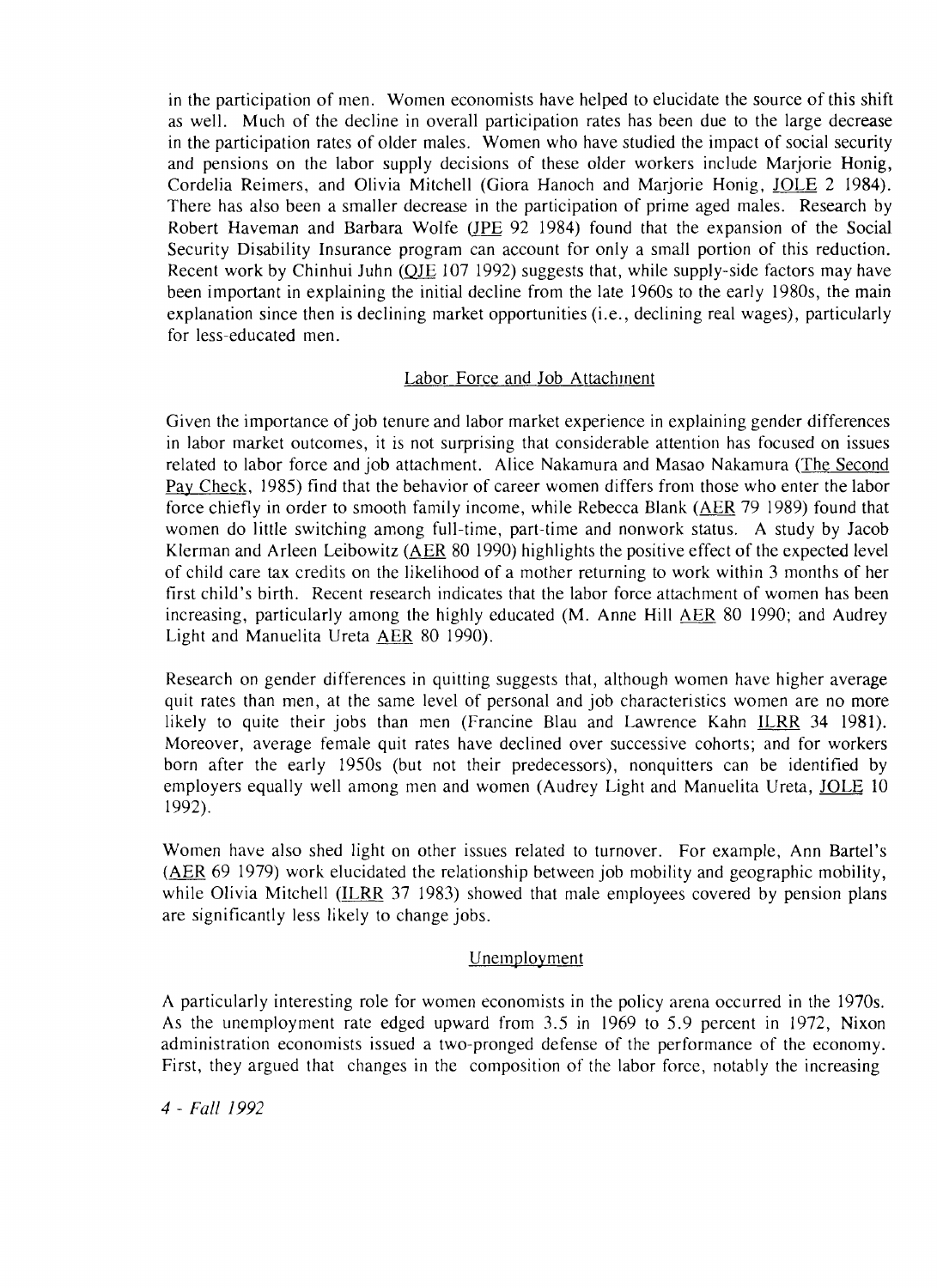in the participation of men. Women economists have helped to elucidate the source of this shift as well. Much of the decline in overall participation rates has been due to the large decrease in the participation rates of older males. Women who have studied the impact of social security and pensions on the labor supply decisions of these older workers include Marjorie Honig, Cordelia Reimers, and Olivia Mitchell (Giora Hanoch and Marjorie Honig, JOLE 2 1984). There has also been a smaller decrease in the participation of prime aged males. Research by Robert Haveman and Barbara Wolfe (JPE 92 1984) found that the expansion of the Social Security Disability Insurance program can account for only a small portion of this reduction. Recent work by Chinhui Juhn (QJE 107 1992) suggests that, while supply-side factors may have been important in explaining the initial decline from the late 1960s to the early 1980s, the main explanation since then is declining market opportunities (i.e., declining real wages), particularly for less-educated men.

## Labor Force and Job Attachment

Given the importance of job tenure and labor market experience in explaining gender differences in labor market outcomes, it is not surprising that considerable attention has focused on issues related to labor force and job attachment. Alice Nakamura and Masao Nakamura (The Second Pay Check, 1985) find that the behavior of career women differs from those who enter the labor force chiefly in order to smooth family income, while Rebecca Blank (AER 79 1989) found that women do little switching among full-time, part-time and nonwork status. A study by Jacob Klerman and Arleen Leibowitz (AER 80 1990) highlights the positive effect of the expected level of child care tax credits on the likelihood of a mother returning to work within 3 months of her first child's birth. Recent research indicates that the labor force attachment of women has been increasing, particularly among the highly educated (M. Anne Hill AER 80 1990; and Audrey Light and Manuelita Ureta AER 80 1990).

Research on gender differences in quitting suggests that, although women have higher average quit rates than men, at the same level of personal and job characteristics women are no more likely to quite their jobs than men (Francine Blau and Lawrence Kahn ILRR 34 1981). Moreover, average female quit rates have declined over successive cohorts; and for workers born after the early 1950s (but not their predecessors), nonquitters can be identified by employers equally well among men and women (Audrey Light and Manuelita Ureta, JOLE 10 1992).

Women have also shed light on other issues related to turnover. For example, Ann Bartel's (AER 69 1979) work elucidated the relationship between job mobility and geographic mobility, while Olivia Mitchell (ILRR 37 1983) showed that male employees covered by pension plans are significantly less likely to change jobs.

## Unemployment

A particularly interesting role for women economists in the policy arena occurred in the 1970s. As the unemployment rate edged upward from 3.5 in 1969 to 5.9 percent in 1972, Nixon administration economists issued a two-pronged defense of the performance of the economy. First, they argued that changes in the composition of the labor force, notably the increasing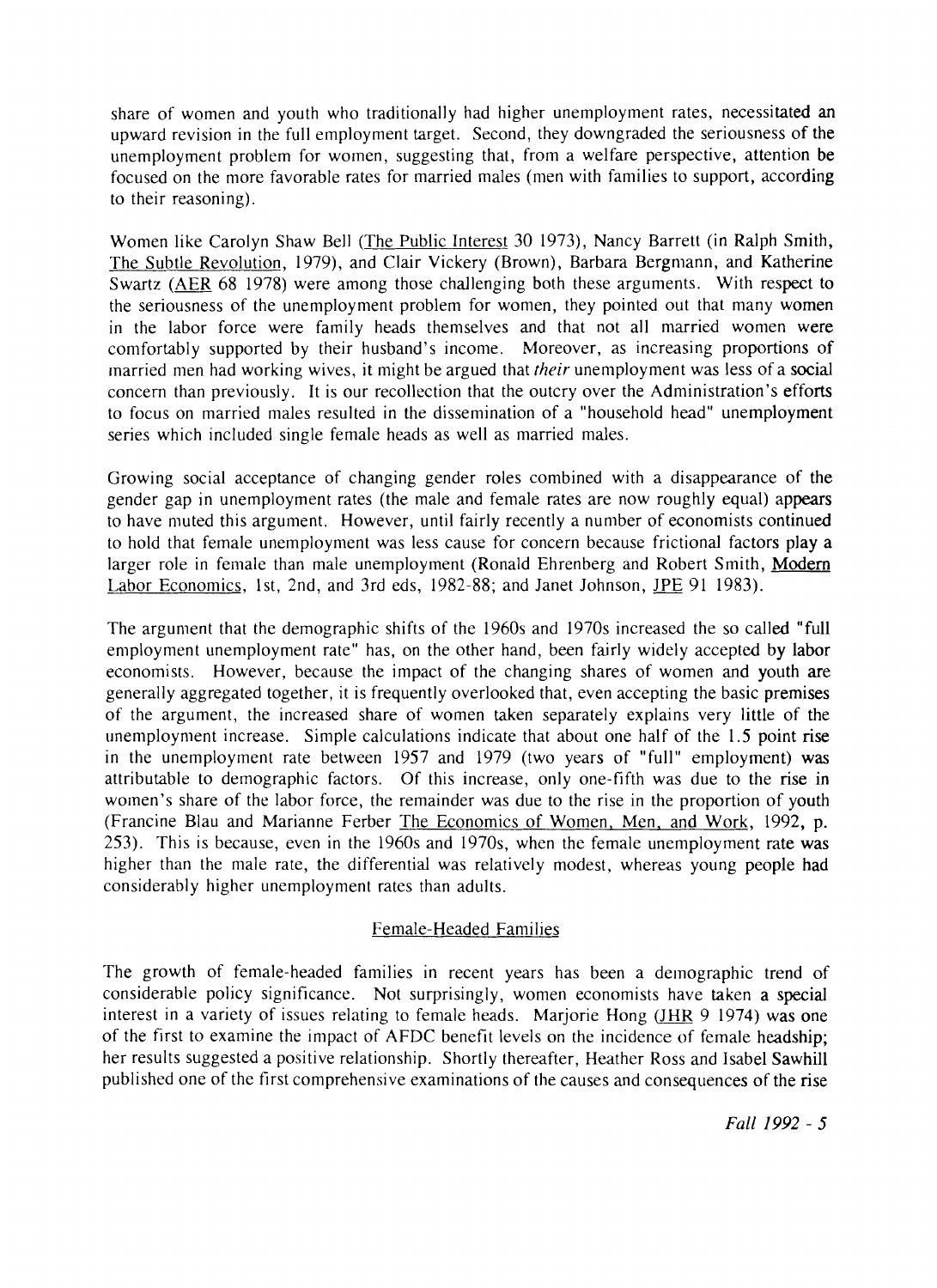share of women and youth who traditionally had higher unemployment rates, necessitated an upward revision in the full employment target. Second, they downgraded the seriousness of the unemployment problem for women, suggesting that, from a welfare perspective, attention be focused on the more favorable rates for married males (men with families to support, according to their reasoning).

Women like Carolyn Shaw Bell (The Public Interest 30 1973), Nancy Barrett (in Ralph Smith, The Subtle Revolution, 1979), and Clair Vickery (Brown), Barbara Bergmann, and Katherine Swartz (AER 68 1978) were among those challenging both these arguments. With respect to the seriousness of the unemployment problem for women, they pointed out that many women in the labor force were family heads themselves and that not all married women were comfortably supported by their husband's income. Moreover, as increasing proportions of married men had working wives, it might be argued that *their* unemployment was less of a social concern than previously. It is our recollection that the outcry over the Administration's efforts to focus on married males resulted in the dissemination of a "household head" unemployment series which included single female heads as well as married males.

Growing social acceptance of changing gender roles combined with a disappearance of the gender gap in unemployment rates (the male and female rates are now roughly equal) appears to have muted this argument. However, until fairly recently a number of economists continued to hold that female unemployment was less cause for concern because frictional factors play a larger role in female than male unemployment (Ronald Ehrenberg and Robert Smith, Modern Labor Economics, 1st, 2nd, and 3rd eds, 1982-88; and Janet Johnson, JPE 91 1983).

The argument that the demographic shifts of the 1960s and 1970s increased the so called "full employment unemployment rate" has, on the other hand, been fairly widely accepted by labor economists. However, because the impact of the changing shares of women and youth are generally aggregated together, it is frequently overlooked that, even accepting the basic premises of the argument, the increased share of women taken separately explains very little of the unemployment increase. Simple calculations indicate that about one half of the 1.5 point rise in the unemployment rate between 1957 and 1979 (two years of "full" employment) was attributable to demographic factors. Of this increase, only one-fifth was due to the rise in women's share of the labor force, the remainder was due to the rise in the proportion of youth (Francine Blau and Marianne Ferber The Economics of Women, Men, and Work, 1992, p. 253). This is because, even in the 1960s and 1970s, when the female unemployment rate was higher than the male rate, the differential was relatively modest, whereas young people had considerably higher unemployment rates than adults.

## Female-Headed Families

The growth of female-headed families in recent years has been a demographic trend of considerable policy significance. Not surprisingly, women economists have taken a special interest in a variety of issues relating to female heads. Marjorie Hong (JHR 9 1974) was one of the first to examine the impact of AFDC benefit levels on the incidence of female headship; her results suggested a positive relationship. Shortly thereafter, Heather Ross and Isabel Sawhill published one of the first comprehensive examinations of the causes and consequences of the rise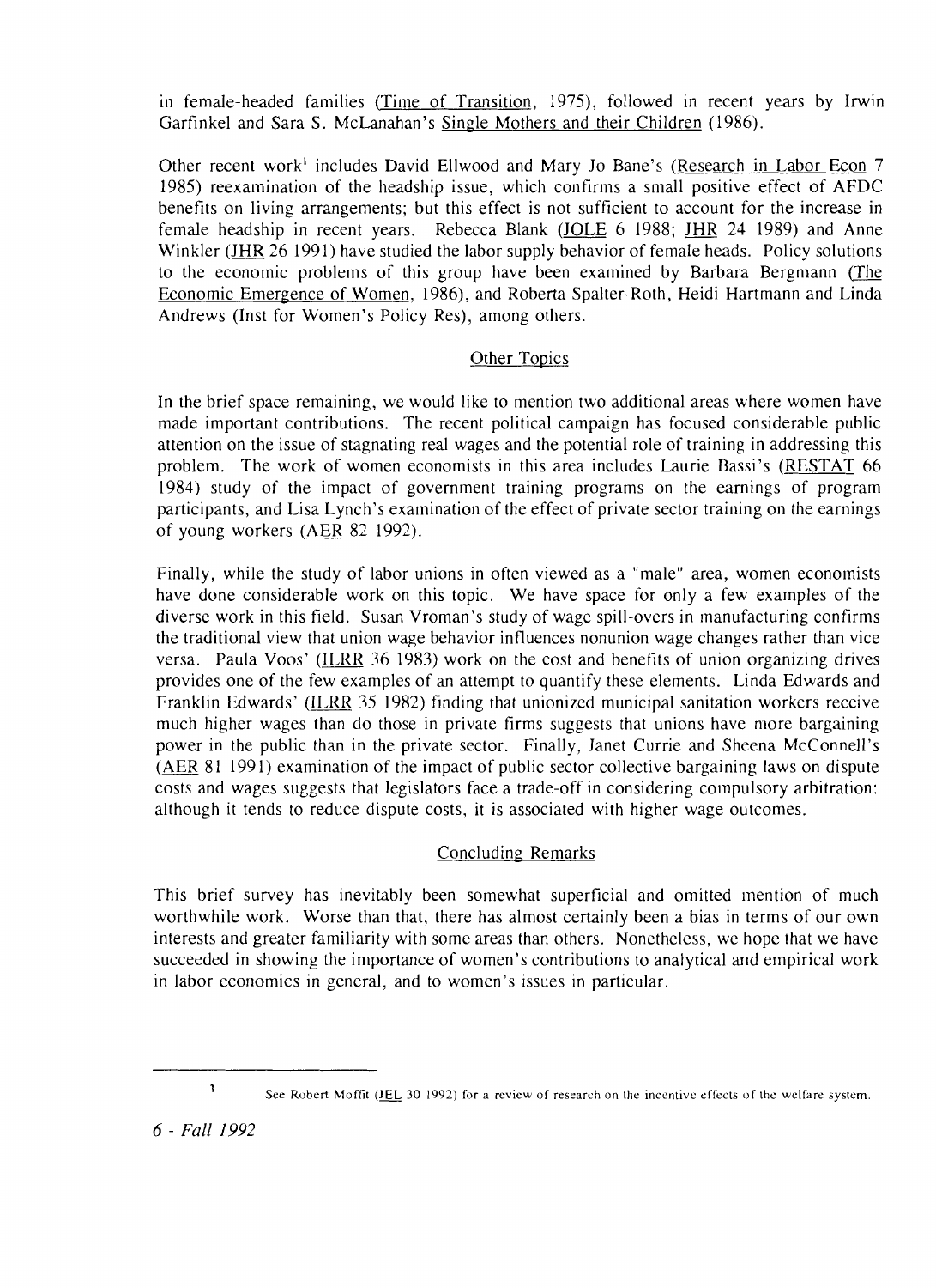in female-headed families (Time of Transition, 1975), followed in recent years by Irwin Garfinkel and Sara S. McLanahan's Single Mothers and their Children (1986).

Other recent work[1] includes David Ellwood and Mary Jo Bane's (Research in Labor Econ 7 1985) reexamination of the headship issue, which confirms a small positive effect of AFDC benefits on living arrangements; but this effect is not sufficient to account for the increase in female headship in recent years. Rebecca Blank (JOLE 6 1988; JHR 24 1989) and Anne Winkler (JHR 26 1991) have studied the labor supply behavior of female heads. Policy solutions to the economic problems of this group have been examined by Barbara Bergmann (The Economic Emergence of Women, 1986), and Roberta Spalter-Roth, Heidi Hartmann and Linda Andrews (Inst for Women's Policy Res), among others.

## Other Topics

In the brief space remaining, we would like to mention two additional areas where women have made important contributions. The recent political campaign has focused considerable public attention on the issue of stagnating real wages and the potential role of training in addressing this problem. The work of women economists in this area includes Laurie Bassi's (RESTAT 66 1984) study of the impact of government training programs on the earnings of program participants, and Lisa Lynch's examination of the effect of private sector training on the earnings of young workers (AER 82 1992).

Finally, while the study of labor unions in often viewed as a "male" area, women economists have done considerable work on this topic. We have space for only a few examples of the diverse work in this field. Susan Vroman's study of wage spill-overs in manufacturing confirms the traditional view that union wage behavior influences nonunion wage changes rather than vice versa. Paula Voos' (ILRR 36 1983) work on the cost and benefits of union organizing drives provides one of the few examples of an attempt to quantify these elements. Linda Edwards and Franklin Edwards' (ILRR 35 1982) finding that unionized municipal sanitation workers receive much higher wages than do those in private firms suggests that unions have more bargaining power in the public than in the private sector. Finally, Janet Currie and Sheena McConnell's (AER 81 1991) examination of the impact of public sector collective bargaining laws on dispute costs and wages suggests that legislators face a trade-off in considering compulsory arbitration: although it tends to reduce dispute costs, it is associated with higher wage outcomes.

## Concluding Remarks

This brief survey has inevitably been somewhat superficial and omitted mention of much worthwhile work. Worse than that, there has almost certainly been a bias in terms of our own interests and greater familiarity with some areas than others. Nonetheless, we hope that we have succeeded in showing the importance of women's contributions to analytical and empirical work in labor economics in general, and to women's issues in particular.

---

[1] See Robert Moffit (JEL 30 1992) for a review of research on the incentive effects of the welfare system.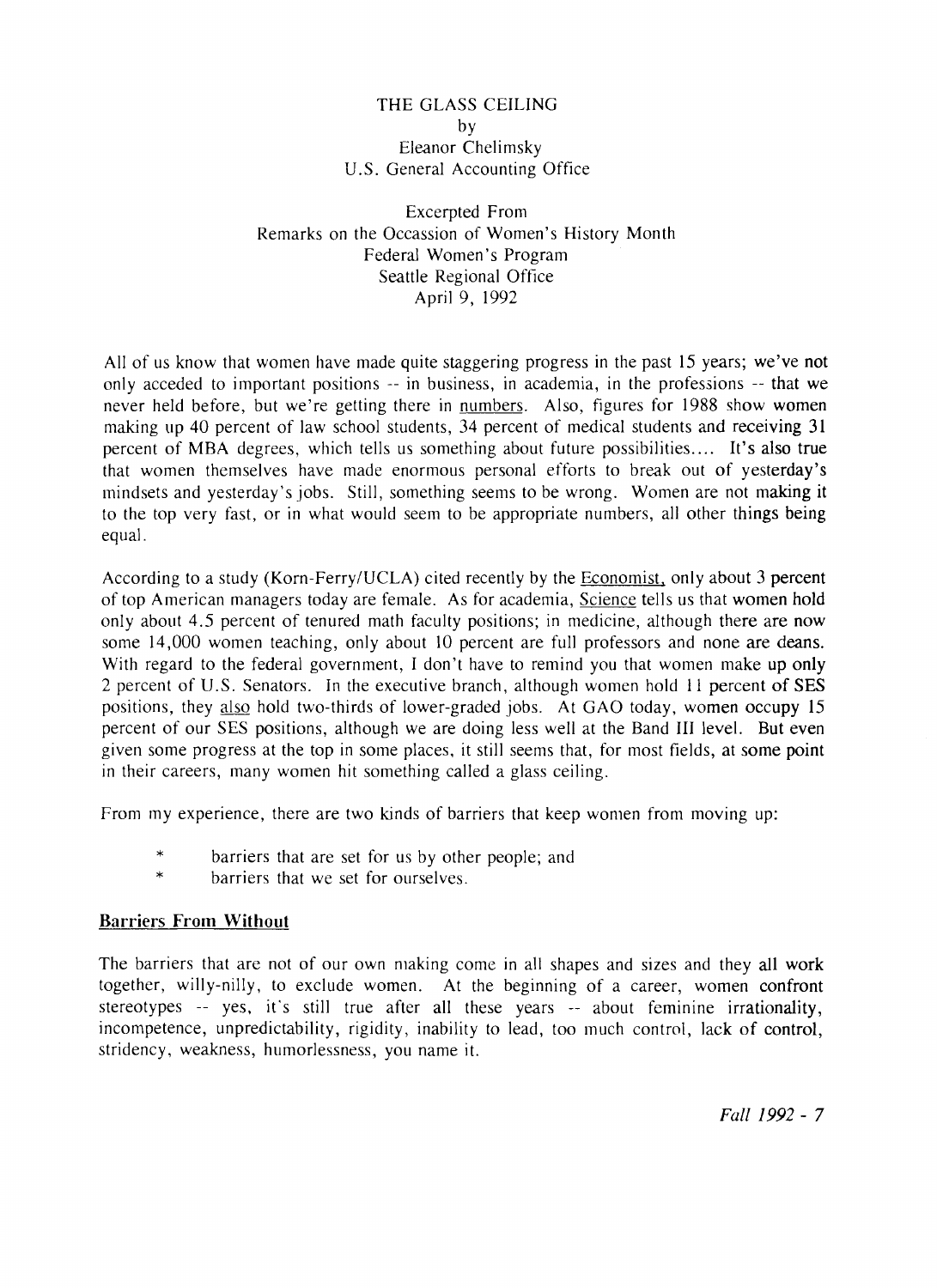# THE GLASS CEILING

by
Eleanor Chelimsky
U.S. General Accounting Office

Excerpted From
Remarks on the Occassion of Women's History Month
Federal Women's Program
Seattle Regional Office
April 9, 1992

All of us know that women have made quite staggering progress in the past 15 years; we've not only acceded to important positions -- in business, in academia, in the professions -- that we never held before, but we're getting there in numbers. Also, figures for 1988 show women making up 40 percent of law school students, 34 percent of medical students and receiving 31 percent of MBA degrees, which tells us something about future possibilities.... It's also true that women themselves have made enormous personal efforts to break out of yesterday's mindsets and yesterday's jobs. Still, something seems to be wrong. Women are not making it to the top very fast, or in what would seem to be appropriate numbers, all other things being equal.

According to a study (Korn-Ferry/UCLA) cited recently by the Economist, only about 3 percent of top American managers today are female. As for academia, Science tells us that women hold only about 4.5 percent of tenured math faculty positions; in medicine, although there are now some 14,000 women teaching, only about 10 percent are full professors and none are deans. With regard to the federal government, I don't have to remind you that women make up only 2 percent of U.S. Senators. In the executive branch, although women hold 11 percent of SES positions, they also hold two-thirds of lower-graded jobs. At GAO today, women occupy 15 percent of our SES positions, although we are doing less well at the Band III level. But even given some progress at the top in some places, it still seems that, for most fields, at some point in their careers, many women hit something called a glass ceiling.

From my experience, there are two kinds of barriers that keep women from moving up:

* barriers that are set for us by other people; and
* barriers that we set for ourselves.

## Barriers From Without

The barriers that are not of our own making come in all shapes and sizes and they all work together, willy-nilly, to exclude women. At the beginning of a career, women confront stereotypes -- yes, it's still true after all these years -- about feminine irrationality, incompetence, unpredictability, rigidity, inability to lead, too much control, lack of control, stridency, weakness, humorlessness, you name it.